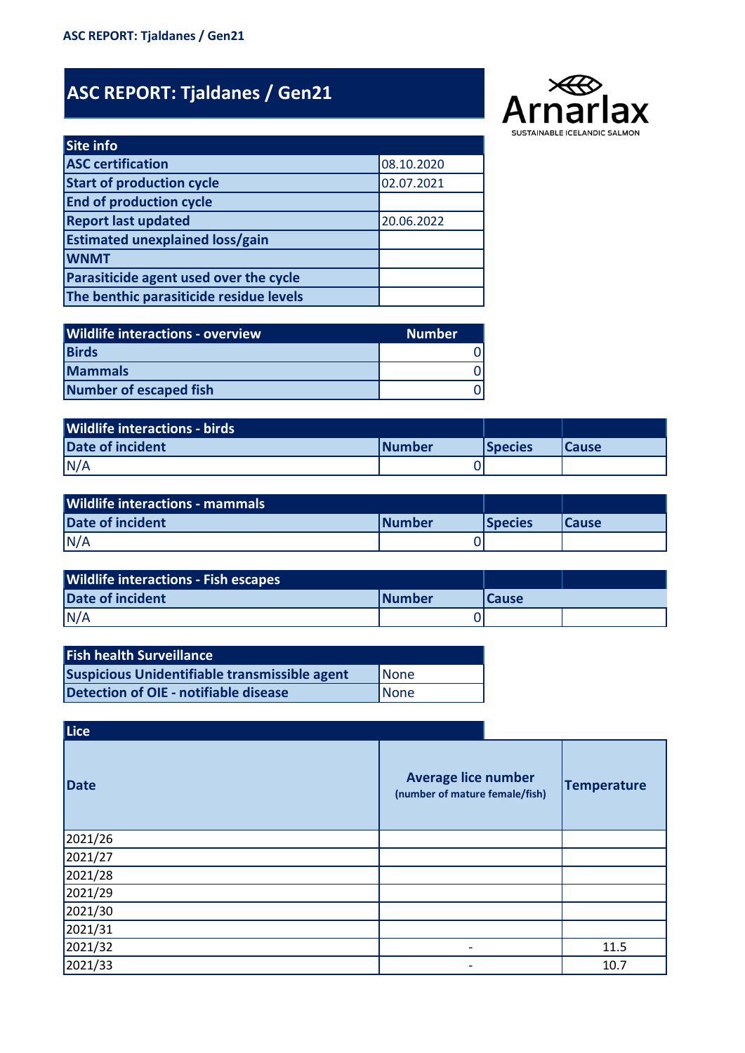# ASC REPORT: Tjaldanes / Gen21

Arnarlax
SUSTAINABLE ICELANDIC SALMON

| Site info | |
|---|---|
| ASC certification | 08.10.2020 |
| Start of production cycle | 02.07.2021 |
| End of production cycle | |
| Report last updated | 20.06.2022 |
| Estimated unexplained loss/gain | |
| WNMT | |
| Parasiticide agent used over the cycle | |
| The benthic parasiticide residue levels | |

| Wildlife interactions - overview | Number |
|---|---|
| Birds | 0 |
| Mammals | 0 |
| Number of escaped fish | 0 |

| Wildlife interactions - birds | | | |
|---|---|---|---|
| Date of incident | Number | Species | Cause |
| N/A | 0 | | |

| Wildlife interactions - mammals | | | |
|---|---|---|---|
| Date of incident | Number | Species | Cause |
| N/A | 0 | | |

| Wildlife interactions - Fish escapes | | | |
|---|---|---|---|
| Date of incident | Number | Cause | |
| N/A | 0 | | |

| Fish health Surveillance | |
|---|---|
| Suspicious Unidentifiable transmissible agent | None |
| Detection of OIE - notifiable disease | None |

| Lice | | |
|---|---|---|
| Date | Average lice number (number of mature female/fish) | Temperature |
| 2021/26 | | |
| 2021/27 | | |
| 2021/28 | | |
| 2021/29 | | |
| 2021/30 | | |
| 2021/31 | | |
| 2021/32 | - | 11.5 |
| 2021/33 | - | 10.7 |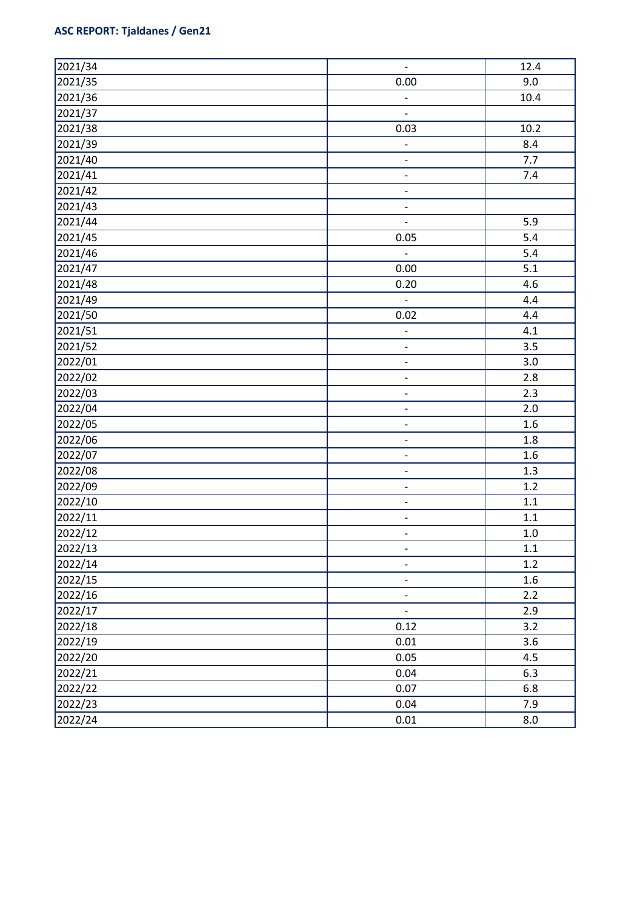| | | |
|---|---|---|
| 2021/34 | - | 12.4 |
| 2021/35 | 0.00 | 9.0 |
| 2021/36 | - | 10.4 |
| 2021/37 | - | |
| 2021/38 | 0.03 | 10.2 |
| 2021/39 | - | 8.4 |
| 2021/40 | - | 7.7 |
| 2021/41 | - | 7.4 |
| 2021/42 | - | |
| 2021/43 | - | |
| 2021/44 | - | 5.9 |
| 2021/45 | 0.05 | 5.4 |
| 2021/46 | - | 5.4 |
| 2021/47 | 0.00 | 5.1 |
| 2021/48 | 0.20 | 4.6 |
| 2021/49 | - | 4.4 |
| 2021/50 | 0.02 | 4.4 |
| 2021/51 | - | 4.1 |
| 2021/52 | - | 3.5 |
| 2022/01 | - | 3.0 |
| 2022/02 | - | 2.8 |
| 2022/03 | - | 2.3 |
| 2022/04 | - | 2.0 |
| 2022/05 | - | 1.6 |
| 2022/06 | - | 1.8 |
| 2022/07 | - | 1.6 |
| 2022/08 | - | 1.3 |
| 2022/09 | - | 1.2 |
| 2022/10 | - | 1.1 |
| 2022/11 | - | 1.1 |
| 2022/12 | - | 1.0 |
| 2022/13 | - | 1.1 |
| 2022/14 | - | 1.2 |
| 2022/15 | - | 1.6 |
| 2022/16 | - | 2.2 |
| 2022/17 | - | 2.9 |
| 2022/18 | 0.12 | 3.2 |
| 2022/19 | 0.01 | 3.6 |
| 2022/20 | 0.05 | 4.5 |
| 2022/21 | 0.04 | 6.3 |
| 2022/22 | 0.07 | 6.8 |
| 2022/23 | 0.04 | 7.9 |
| 2022/24 | 0.01 | 8.0 |